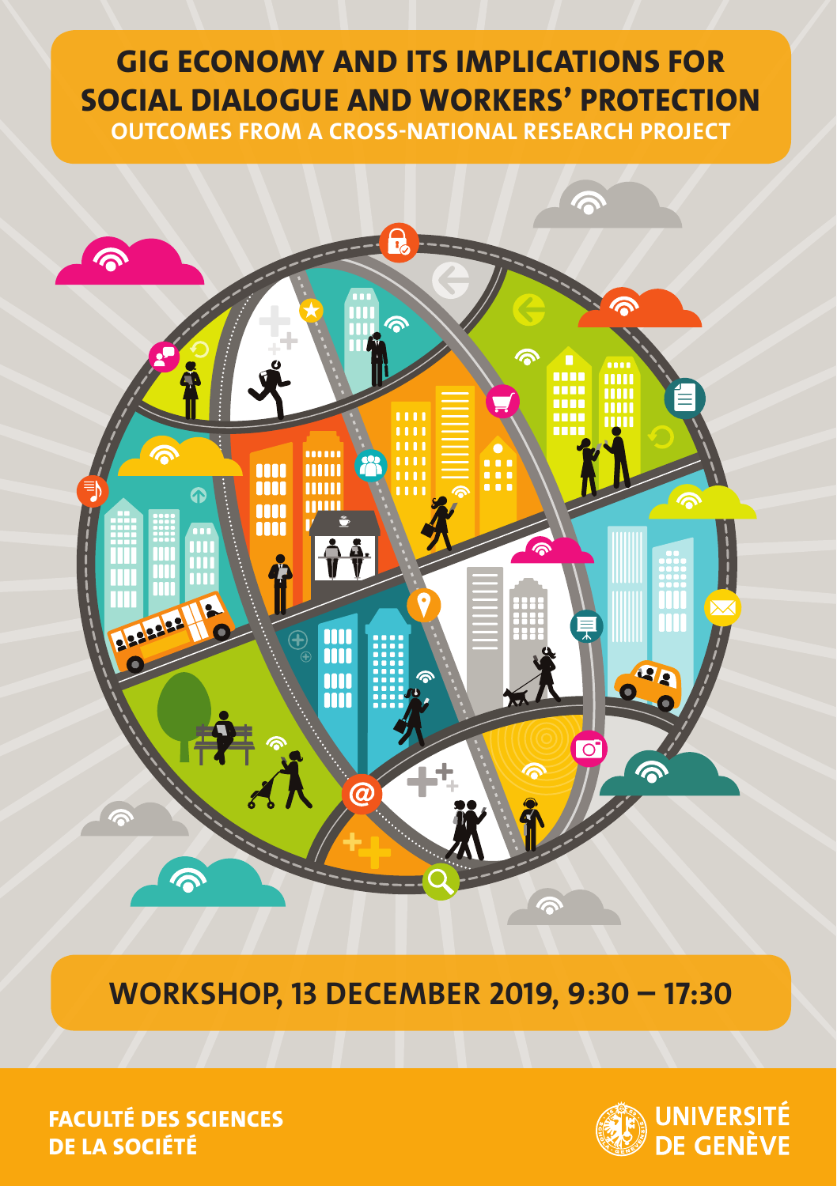# GIG ECONOMY AND ITS IMPLICATIONS FOR SOCIAL DIALOGUE AND WORKERS' PROTECTION

## OUTCOMES FROM A CROSS-NATIONAL RESEARCH PROJECT

## WORKSHOP, 13 DECEMBER 2019, 9:30 – 17:30

FACULTÉ DES SCIENCES DE LA SOCIÉTÉ

UNIVERSITÉ DE GENÈVE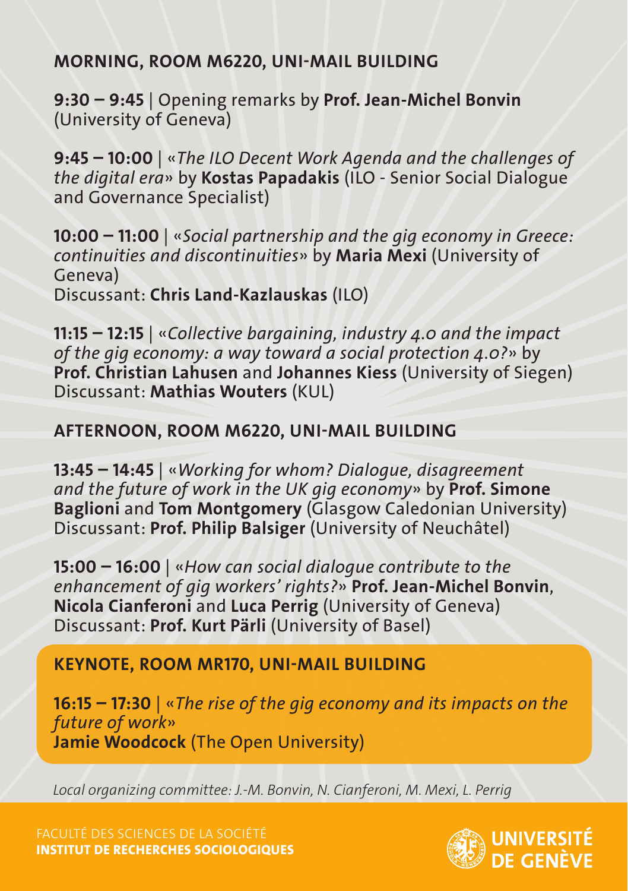## MORNING, ROOM M6220, UNI-MAIL BUILDING

**9:30 – 9:45** | Opening remarks by **Prof. Jean-Michel Bonvin** (University of Geneva)

**9:45 – 10:00** | «*The ILO Decent Work Agenda and the challenges of the digital era*» by **Kostas Papadakis** (ILO - Senior Social Dialogue and Governance Specialist)

**10:00 – 11:00** | «*Social partnership and the gig economy in Greece: continuities and discontinuities*» by **Maria Mexi** (University of Geneva)
Discussant: **Chris Land-Kazlauskas** (ILO)

**11:15 – 12:15** | «*Collective bargaining, industry 4.0 and the impact of the gig economy: a way toward a social protection 4.0?*» by **Prof. Christian Lahusen** and **Johannes Kiess** (University of Siegen)
Discussant: **Mathias Wouters** (KUL)

## AFTERNOON, ROOM M6220, UNI-MAIL BUILDING

**13:45 – 14:45** | «*Working for whom? Dialogue, disagreement and the future of work in the UK gig economy*» by **Prof. Simone Baglioni** and **Tom Montgomery** (Glasgow Caledonian University)
Discussant: **Prof. Philip Balsiger** (University of Neuchâtel)

**15:00 – 16:00** | «*How can social dialogue contribute to the enhancement of gig workers' rights?*» **Prof. Jean-Michel Bonvin**, **Nicola Cianferoni** and **Luca Perrig** (University of Geneva)
Discussant: **Prof. Kurt Pärli** (University of Basel)

## KEYNOTE, ROOM MR170, UNI-MAIL BUILDING

**16:15 – 17:30** | «*The rise of the gig economy and its impacts on the future of work*»
**Jamie Woodcock** (The Open University)

*Local organizing committee: J.-M. Bonvin, N. Cianferoni, M. Mexi, L. Perrig*

FACULTÉ DES SCIENCES DE LA SOCIÉTÉ
**INSTITUT DE RECHERCHES SOCIOLOGIQUES**

**UNIVERSITÉ DE GENÈVE**